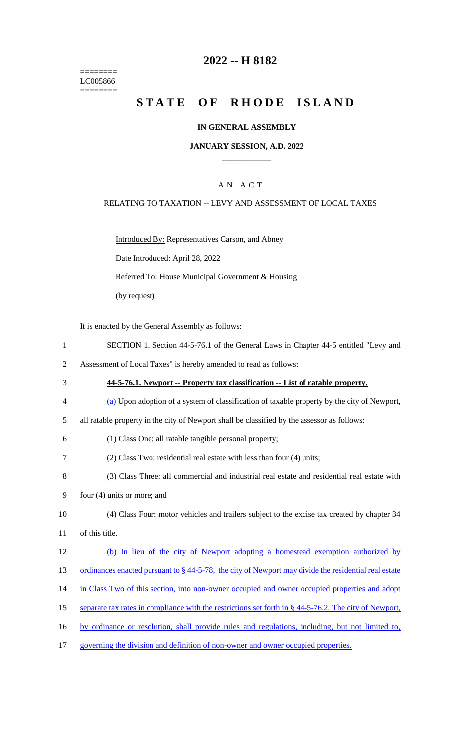========
LC005866
========

# 2022 -- H 8182

# STATE OF RHODE ISLAND

## IN GENERAL ASSEMBLY

### JANUARY SESSION, A.D. 2022

---

## A N A C T

RELATING TO TAXATION -- LEVY AND ASSESSMENT OF LOCAL TAXES

Introduced By: Representatives Carson, and Abney

Date Introduced: April 28, 2022

Referred To: House Municipal Government & Housing

(by request)

It is enacted by the General Assembly as follows:

1 SECTION 1. Section 44-5-76.1 of the General Laws in Chapter 44-5 entitled "Levy and
2 Assessment of Local Taxes" is hereby amended to read as follows:

3 **44-5-76.1. Newport -- Property tax classification -- List of ratable property.**

4 (a) Upon adoption of a system of classification of taxable property by the city of Newport,
5 all ratable property in the city of Newport shall be classified by the assessor as follows:

6 (1) Class One: all ratable tangible personal property;

7 (2) Class Two: residential real estate with less than four (4) units;

8 (3) Class Three: all commercial and industrial real estate and residential real estate with
9 four (4) units or more; and

10 (4) Class Four: motor vehicles and trailers subject to the excise tax created by chapter 34
11 of this title.

12 (b) In lieu of the city of Newport adopting a homestead exemption authorized by
13 ordinances enacted pursuant to § 44-5-78, the city of Newport may divide the residential real estate
14 in Class Two of this section, into non-owner occupied and owner occupied properties and adopt
15 separate tax rates in compliance with the restrictions set forth in § 44-5-76.2. The city of Newport,
16 by ordinance or resolution, shall provide rules and regulations, including, but not limited to,
17 governing the division and definition of non-owner and owner occupied properties.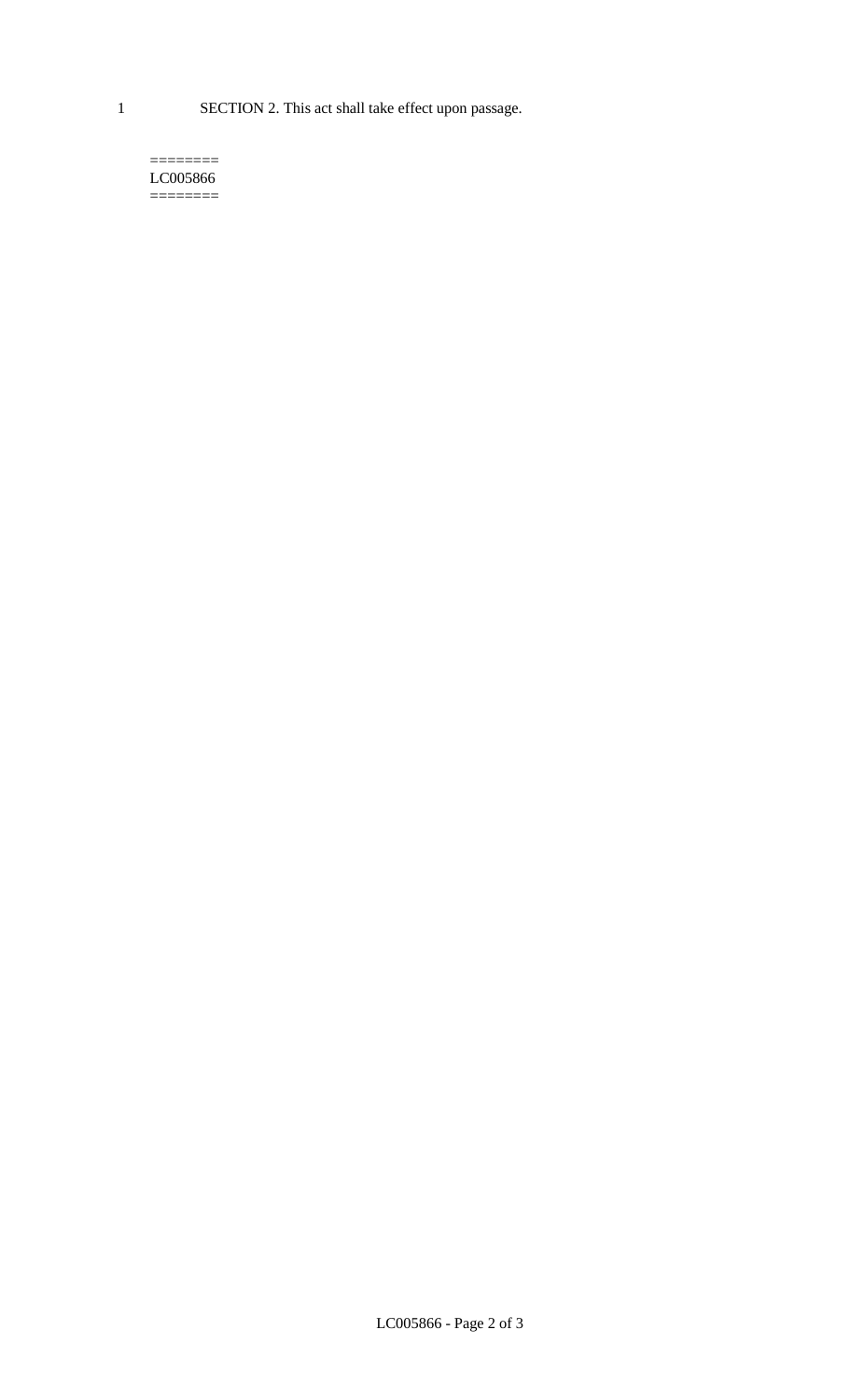SECTION 2. This act shall take effect upon passage.

========
LC005866
========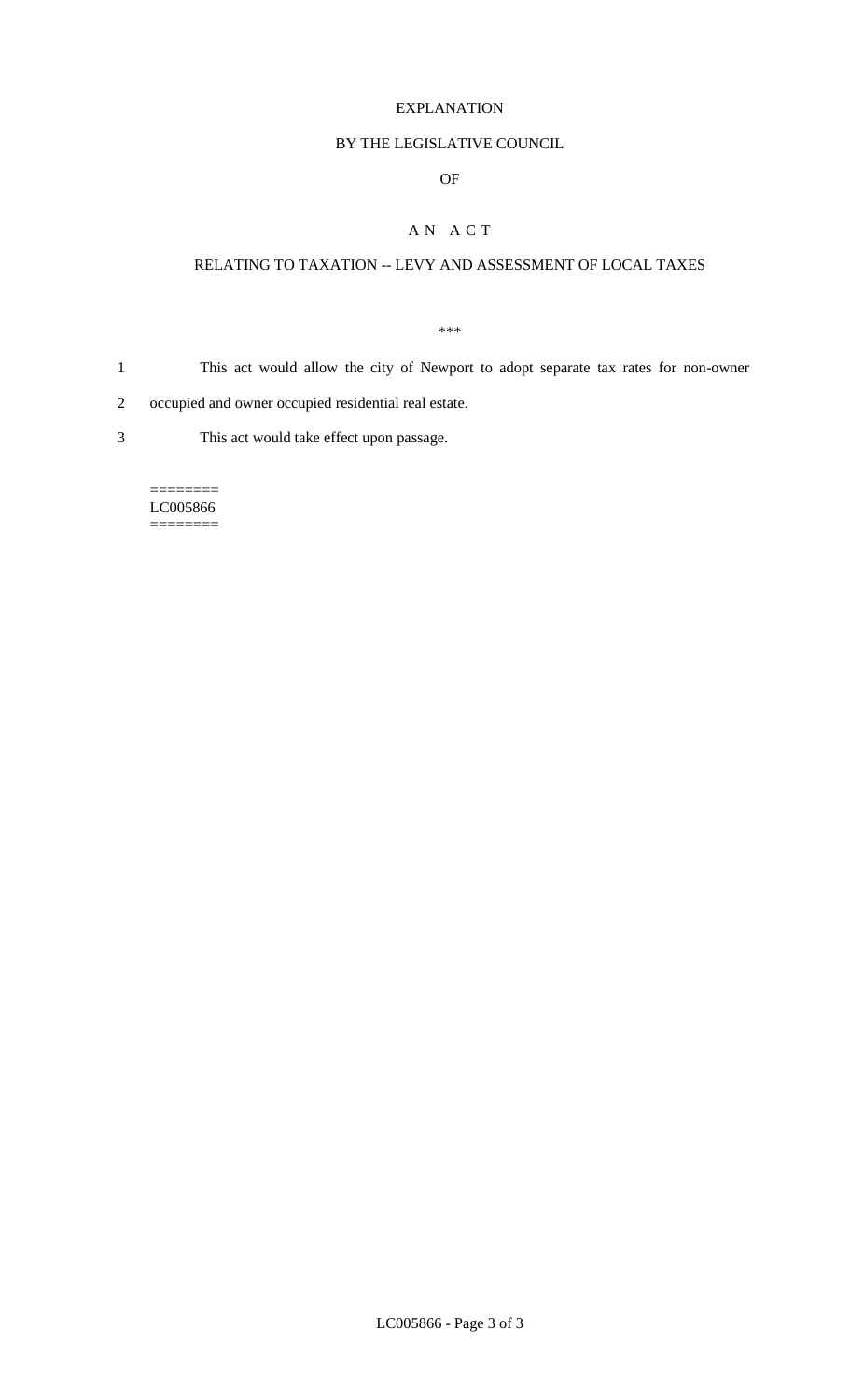EXPLANATION

BY THE LEGISLATIVE COUNCIL

OF

A N  A C T

RELATING TO TAXATION -- LEVY AND ASSESSMENT OF LOCAL TAXES

***

1 This act would allow the city of Newport to adopt separate tax rates for non-owner

2 occupied and owner occupied residential real estate.

3 This act would take effect upon passage.

========
LC005866
========